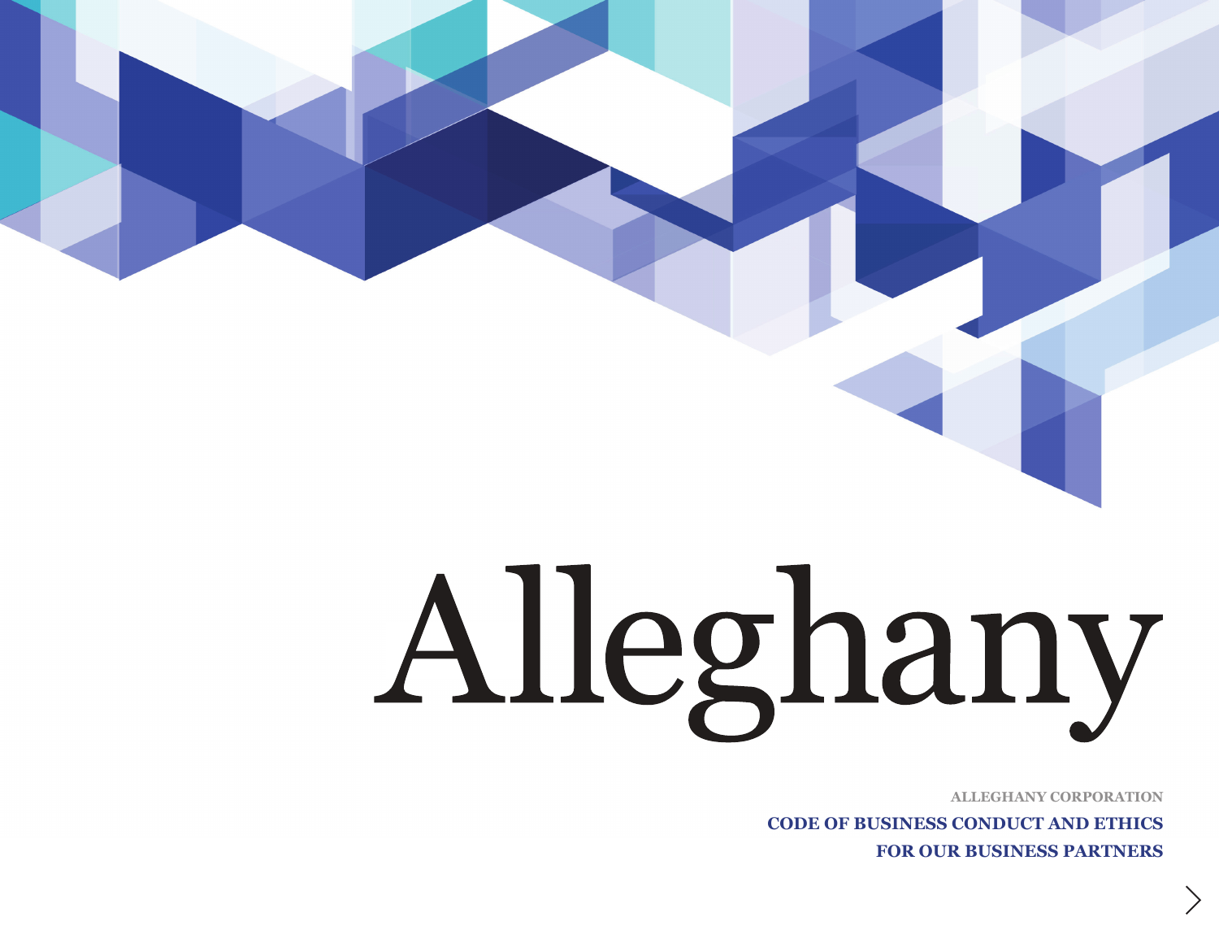# Alleghany

ALLEGHANY CORPORATION

**CODE OF BUSINESS CONDUCT AND ETHICS**

**FOR OUR BUSINESS PARTNERS**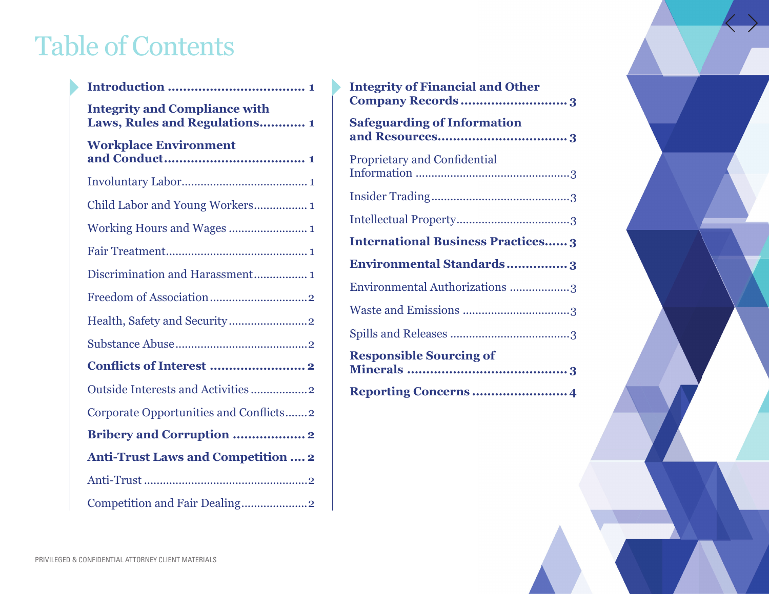# Table of Contents

**Introduction .................................... 1**

**Integrity and Compliance with Laws, Rules and Regulations............ 1**

**Workplace Environment and Conduct.................................... 1**

Involuntary Labor....................................... 1

Child Labor and Young Workers................. 1

Working Hours and Wages ......................... 1

Fair Treatment............................................ 1

Discrimination and Harassment................. 1

Freedom of Association..............................2

Health, Safety and Security.........................2

Substance Abuse.........................................2

**Conflicts of Interest ......................... 2**

Outside Interests and Activities ..................2

Corporate Opportunities and Conflicts.......2

**Bribery and Corruption ................... 2**

**Anti-Trust Laws and Competition .... 2**

Anti-Trust ...................................................2

Competition and Fair Dealing....................2

**Integrity of Financial and Other Company Records ........................... 3**

**Safeguarding of Information and Resources................................. 3**

Proprietary and Confidential Information ................................................3

Insider Trading...........................................3

Intellectual Property...................................3

**International Business Practices...... 3**

**Environmental Standards ................ 3**

Environmental Authorizations ..................3

Waste and Emissions .................................3

Spills and Releases .....................................3

**Responsible Sourcing of Minerals .......................................... 3**

**Reporting Concerns ......................... 4**

PRIVILEGED & CONFIDENTIAL ATTORNEY CLIENT MATERIALS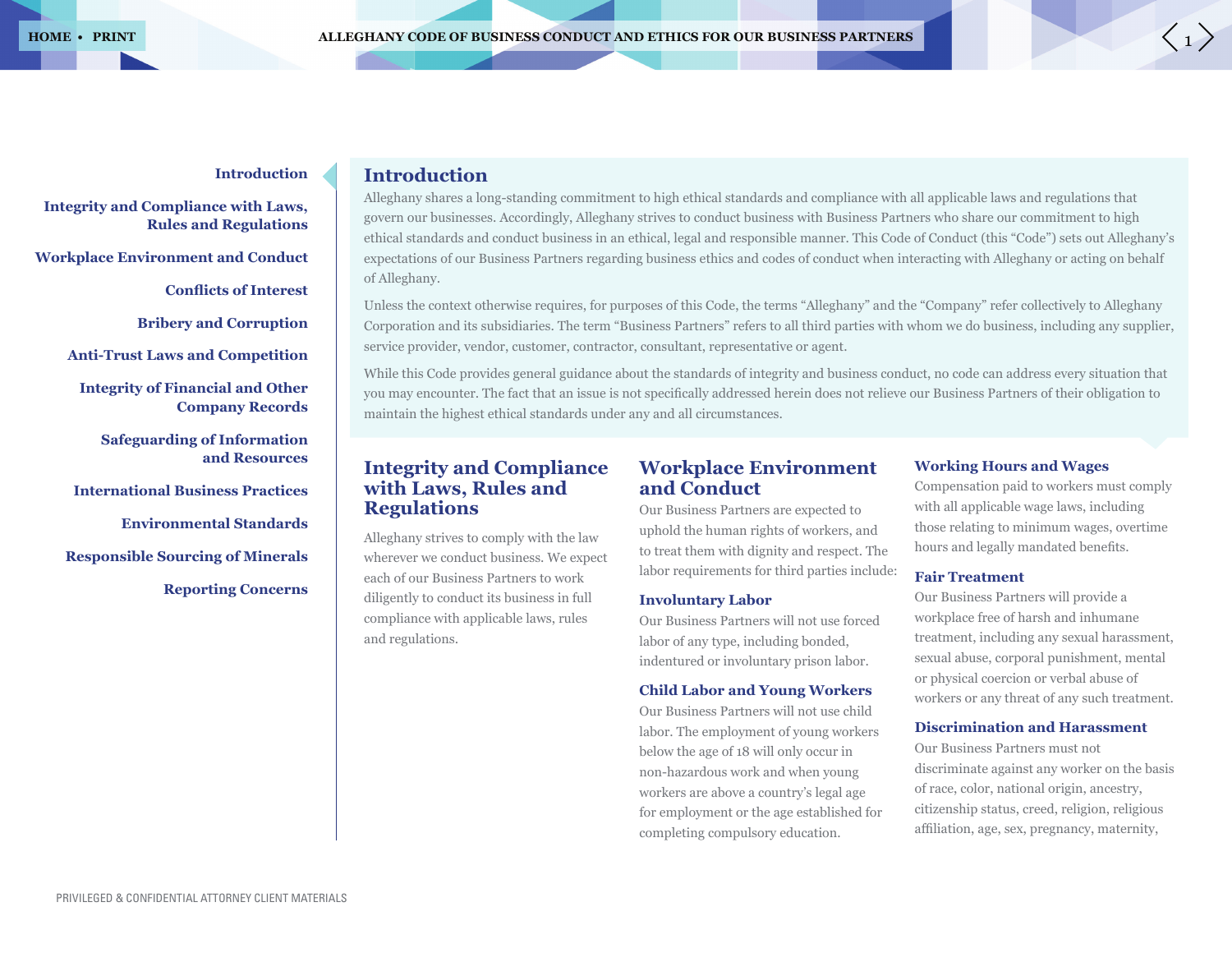## Introduction

Alleghany shares a long-standing commitment to high ethical standards and compliance with all applicable laws and regulations that govern our businesses. Accordingly, Alleghany strives to conduct business with Business Partners who share our commitment to high ethical standards and conduct business in an ethical, legal and responsible manner. This Code of Conduct (this “Code”) sets out Alleghany’s expectations of our Business Partners regarding business ethics and codes of conduct when interacting with Alleghany or acting on behalf of Alleghany.

Unless the context otherwise requires, for purposes of this Code, the terms “Alleghany” and the “Company” refer collectively to Alleghany Corporation and its subsidiaries. The term “Business Partners” refers to all third parties with whom we do business, including any supplier, service provider, vendor, customer, contractor, consultant, representative or agent.

While this Code provides general guidance about the standards of integrity and business conduct, no code can address every situation that you may encounter. The fact that an issue is not specifically addressed herein does not relieve our Business Partners of their obligation to maintain the highest ethical standards under any and all circumstances.

## Integrity and Compliance with Laws, Rules and Regulations

Alleghany strives to comply with the law wherever we conduct business. We expect each of our Business Partners to work diligently to conduct its business in full compliance with applicable laws, rules and regulations.

## Workplace Environment and Conduct

Our Business Partners are expected to uphold the human rights of workers, and to treat them with dignity and respect. The labor requirements for third parties include:

### Involuntary Labor

Our Business Partners will not use forced labor of any type, including bonded, indentured or involuntary prison labor.

### Child Labor and Young Workers

Our Business Partners will not use child labor. The employment of young workers below the age of 18 will only occur in non-hazardous work and when young workers are above a country’s legal age for employment or the age established for completing compulsory education.

### Working Hours and Wages

Compensation paid to workers must comply with all applicable wage laws, including those relating to minimum wages, overtime hours and legally mandated benefits.

### Fair Treatment

Our Business Partners will provide a workplace free of harsh and inhumane treatment, including any sexual harassment, sexual abuse, corporal punishment, mental or physical coercion or verbal abuse of workers or any threat of any such treatment.

### Discrimination and Harassment

Our Business Partners must not discriminate against any worker on the basis of race, color, national origin, ancestry, citizenship status, creed, religion, religious affiliation, age, sex, pregnancy, maternity,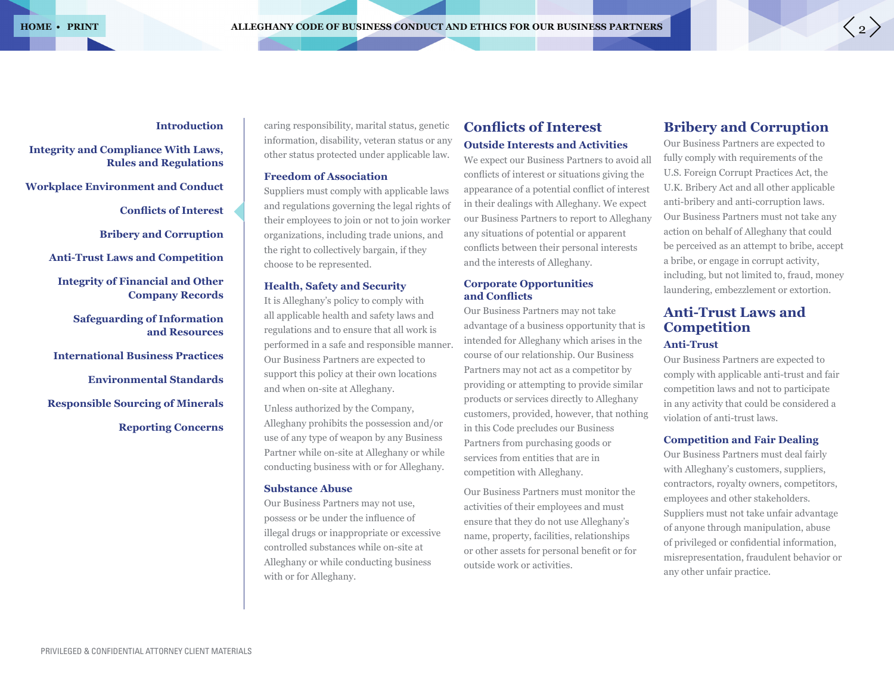caring responsibility, marital status, genetic information, disability, veteran status or any other status protected under applicable law.

### Freedom of Association

Suppliers must comply with applicable laws and regulations governing the legal rights of their employees to join or not to join worker organizations, including trade unions, and the right to collectively bargain, if they choose to be represented.

### Health, Safety and Security

It is Alleghany's policy to comply with all applicable health and safety laws and regulations and to ensure that all work is performed in a safe and responsible manner. Our Business Partners are expected to support this policy at their own locations and when on-site at Alleghany.

Unless authorized by the Company, Alleghany prohibits the possession and/or use of any type of weapon by any Business Partner while on-site at Alleghany or while conducting business with or for Alleghany.

### Substance Abuse

Our Business Partners may not use, possess or be under the influence of illegal drugs or inappropriate or excessive controlled substances while on-site at Alleghany or while conducting business with or for Alleghany.

## Conflicts of Interest

### Outside Interests and Activities

We expect our Business Partners to avoid all conflicts of interest or situations giving the appearance of a potential conflict of interest in their dealings with Alleghany. We expect our Business Partners to report to Alleghany any situations of potential or apparent conflicts between their personal interests and the interests of Alleghany.

### Corporate Opportunities and Conflicts

Our Business Partners may not take advantage of a business opportunity that is intended for Alleghany which arises in the course of our relationship. Our Business Partners may not act as a competitor by providing or attempting to provide similar products or services directly to Alleghany customers, provided, however, that nothing in this Code precludes our Business Partners from purchasing goods or services from entities that are in competition with Alleghany.

Our Business Partners must monitor the activities of their employees and must ensure that they do not use Alleghany's name, property, facilities, relationships or other assets for personal benefit or for outside work or activities.

## Bribery and Corruption

Our Business Partners are expected to fully comply with requirements of the U.S. Foreign Corrupt Practices Act, the U.K. Bribery Act and all other applicable anti-bribery and anti-corruption laws. Our Business Partners must not take any action on behalf of Alleghany that could be perceived as an attempt to bribe, accept a bribe, or engage in corrupt activity, including, but not limited to, fraud, money laundering, embezzlement or extortion.

## Anti-Trust Laws and Competition

### Anti-Trust

Our Business Partners are expected to comply with applicable anti-trust and fair competition laws and not to participate in any activity that could be considered a violation of anti-trust laws.

### Competition and Fair Dealing

Our Business Partners must deal fairly with Alleghany's customers, suppliers, contractors, royalty owners, competitors, employees and other stakeholders. Suppliers must not take unfair advantage of anyone through manipulation, abuse of privileged or confidential information, misrepresentation, fraudulent behavior or any other unfair practice.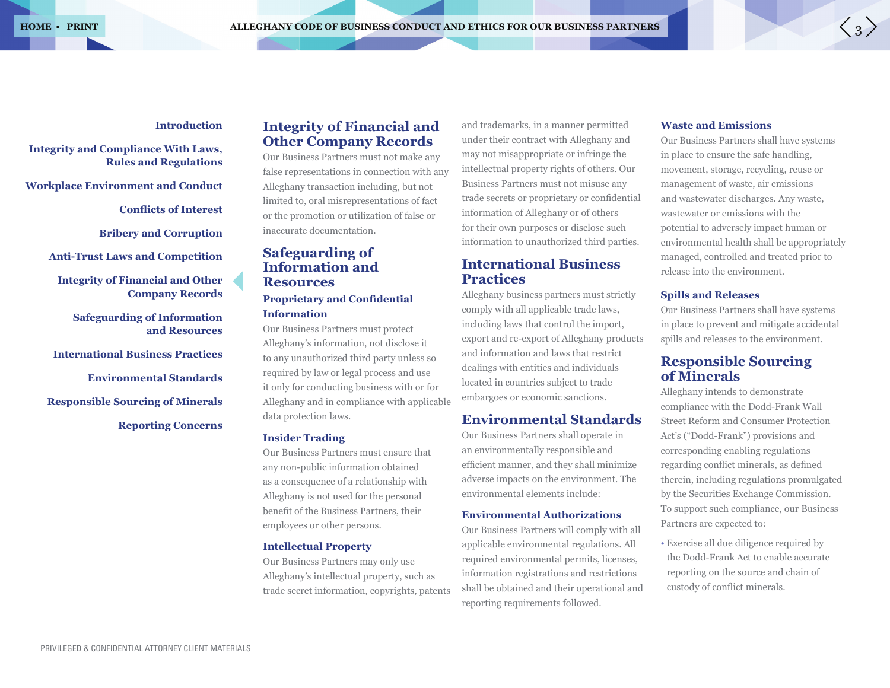## Integrity of Financial and Other Company Records

Our Business Partners must not make any false representations in connection with any Alleghany transaction including, but not limited to, oral misrepresentations of fact or the promotion or utilization of false or inaccurate documentation.

## Safeguarding of Information and Resources

### Proprietary and Confidential Information

Our Business Partners must protect Alleghany's information, not disclose it to any unauthorized third party unless so required by law or legal process and use it only for conducting business with or for Alleghany and in compliance with applicable data protection laws.

### Insider Trading

Our Business Partners must ensure that any non-public information obtained as a consequence of a relationship with Alleghany is not used for the personal benefit of the Business Partners, their employees or other persons.

### Intellectual Property

Our Business Partners may only use Alleghany's intellectual property, such as trade secret information, copyrights, patents and trademarks, in a manner permitted under their contract with Alleghany and may not misappropriate or infringe the intellectual property rights of others. Our Business Partners must not misuse any trade secrets or proprietary or confidential information of Alleghany or of others for their own purposes or disclose such information to unauthorized third parties.

## International Business Practices

Alleghany business partners must strictly comply with all applicable trade laws, including laws that control the import, export and re-export of Alleghany products and information and laws that restrict dealings with entities and individuals located in countries subject to trade embargoes or economic sanctions.

## Environmental Standards

Our Business Partners shall operate in an environmentally responsible and efficient manner, and they shall minimize adverse impacts on the environment. The environmental elements include:

### Environmental Authorizations

Our Business Partners will comply with all applicable environmental regulations. All required environmental permits, licenses, information registrations and restrictions shall be obtained and their operational and reporting requirements followed.

### Waste and Emissions

Our Business Partners shall have systems in place to ensure the safe handling, movement, storage, recycling, reuse or management of waste, air emissions and wastewater discharges. Any waste, wastewater or emissions with the potential to adversely impact human or environmental health shall be appropriately managed, controlled and treated prior to release into the environment.

### Spills and Releases

Our Business Partners shall have systems in place to prevent and mitigate accidental spills and releases to the environment.

## Responsible Sourcing of Minerals

Alleghany intends to demonstrate compliance with the Dodd-Frank Wall Street Reform and Consumer Protection Act's ("Dodd-Frank") provisions and corresponding enabling regulations regarding conflict minerals, as defined therein, including regulations promulgated by the Securities Exchange Commission. To support such compliance, our Business Partners are expected to:

- Exercise all due diligence required by the Dodd-Frank Act to enable accurate reporting on the source and chain of custody of conflict minerals.

PRIVILEGED & CONFIDENTIAL ATTORNEY CLIENT MATERIALS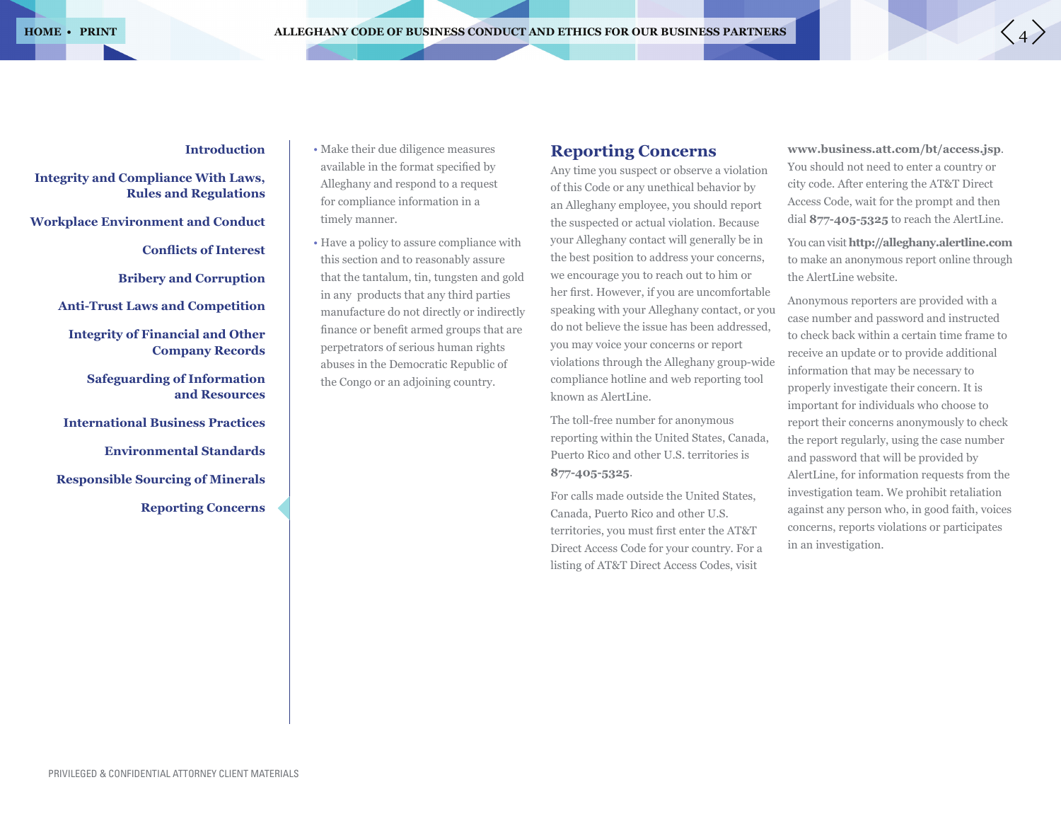- Make their due diligence measures available in the format specified by Alleghany and respond to a request for compliance information in a timely manner.
- Have a policy to assure compliance with this section and to reasonably assure that the tantalum, tin, tungsten and gold in any products that any third parties manufacture do not directly or indirectly finance or benefit armed groups that are perpetrators of serious human rights abuses in the Democratic Republic of the Congo or an adjoining country.

## Reporting Concerns

Any time you suspect or observe a violation of this Code or any unethical behavior by an Alleghany employee, you should report the suspected or actual violation. Because your Alleghany contact will generally be in the best position to address your concerns, we encourage you to reach out to him or her first. However, if you are uncomfortable speaking with your Alleghany contact, or you do not believe the issue has been addressed, you may voice your concerns or report violations through the Alleghany group-wide compliance hotline and web reporting tool known as AlertLine.

The toll-free number for anonymous reporting within the United States, Canada, Puerto Rico and other U.S. territories is **877-405-5325**.

For calls made outside the United States, Canada, Puerto Rico and other U.S. territories, you must first enter the AT&T Direct Access Code for your country. For a listing of AT&T Direct Access Codes, visit **www.business.att.com/bt/access.jsp**. You should not need to enter a country or city code. After entering the AT&T Direct Access Code, wait for the prompt and then dial **877-405-5325** to reach the AlertLine.

You can visit **http://alleghany.alertline.com** to make an anonymous report online through the AlertLine website.

Anonymous reporters are provided with a case number and password and instructed to check back within a certain time frame to receive an update or to provide additional information that may be necessary to properly investigate their concern. It is important for individuals who choose to report their concerns anonymously to check the report regularly, using the case number and password that will be provided by AlertLine, for information requests from the investigation team. We prohibit retaliation against any person who, in good faith, voices concerns, reports violations or participates in an investigation.